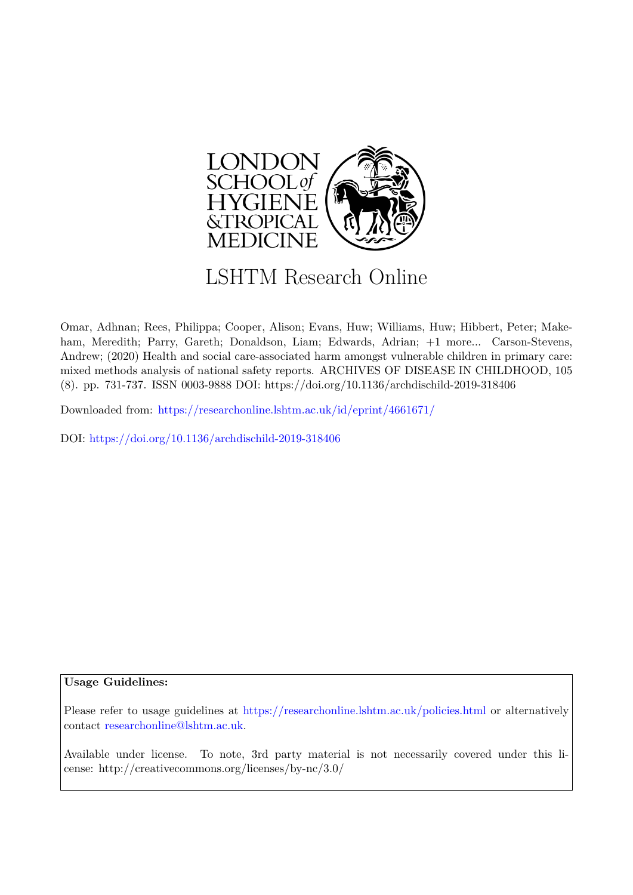LONDON SCHOOL of HYGIENE &TROPICAL MEDICINE

# LSHTM Research Online

Omar, Adhnan; Rees, Philippa; Cooper, Alison; Evans, Huw; Williams, Huw; Hibbert, Peter; Makeham, Meredith; Parry, Gareth; Donaldson, Liam; Edwards, Adrian; +1 more... Carson-Stevens, Andrew; (2020) Health and social care-associated harm amongst vulnerable children in primary care: mixed methods analysis of national safety reports. ARCHIVES OF DISEASE IN CHILDHOOD, 105 (8). pp. 731-737. ISSN 0003-9888 DOI: https://doi.org/10.1136/archdischild-2019-318406

Downloaded from: https://researchonline.lshtm.ac.uk/id/eprint/4661671/

DOI: https://doi.org/10.1136/archdischild-2019-318406

**Usage Guidelines:**

Please refer to usage guidelines at https://researchonline.lshtm.ac.uk/policies.html or alternatively contact researchonline@lshtm.ac.uk.

Available under license. To note, 3rd party material is not necessarily covered under this license: http://creativecommons.org/licenses/by-nc/3.0/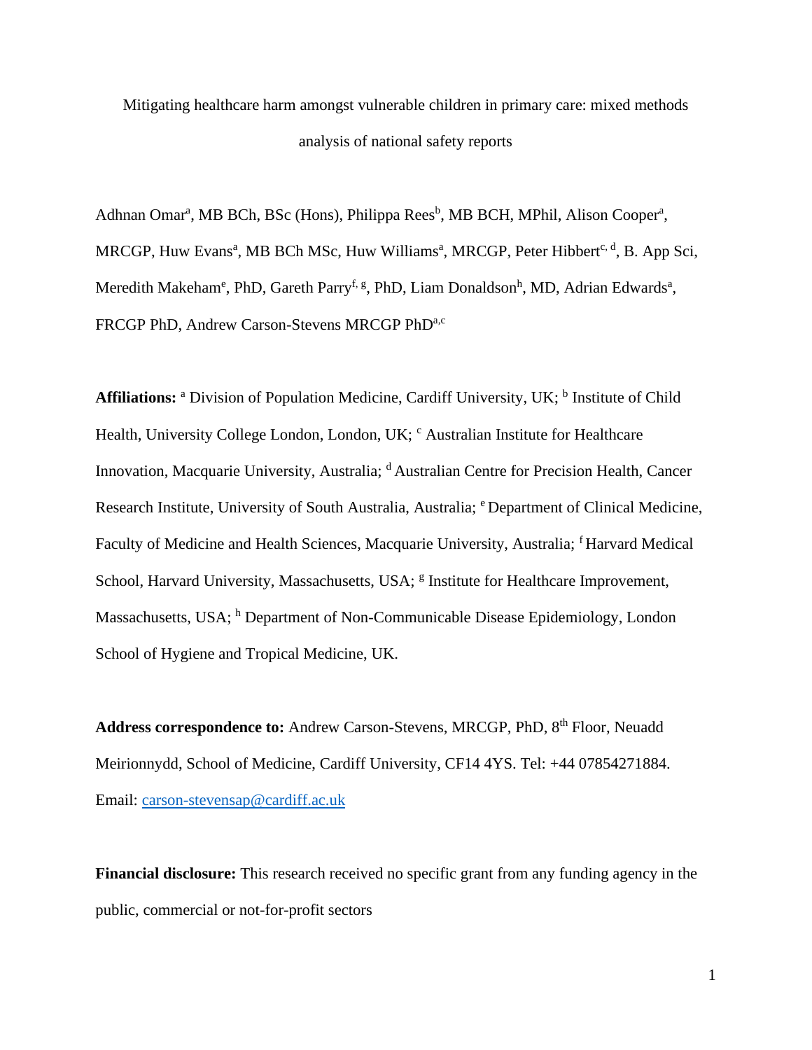Mitigating healthcare harm amongst vulnerable children in primary care: mixed methods analysis of national safety reports

Adhnan Omar[a], MB BCh, BSc (Hons), Philippa Rees[b], MB BCH, MPhil, Alison Cooper[a], MRCGP, Huw Evans[a], MB BCh MSc, Huw Williams[a], MRCGP, Peter Hibbert[c, d], B. App Sci, Meredith Makeham[e], PhD, Gareth Parry[f, g], PhD, Liam Donaldson[h], MD, Adrian Edwards[a], FRCGP PhD, Andrew Carson-Stevens MRCGP PhD[a,c]

**Affiliations:** [a] Division of Population Medicine, Cardiff University, UK; [b] Institute of Child Health, University College London, London, UK; [c] Australian Institute for Healthcare Innovation, Macquarie University, Australia; [d] Australian Centre for Precision Health, Cancer Research Institute, University of South Australia, Australia; [e] Department of Clinical Medicine, Faculty of Medicine and Health Sciences, Macquarie University, Australia; [f] Harvard Medical School, Harvard University, Massachusetts, USA; [g] Institute for Healthcare Improvement, Massachusetts, USA; [h] Department of Non-Communicable Disease Epidemiology, London School of Hygiene and Tropical Medicine, UK.

**Address correspondence to:** Andrew Carson-Stevens, MRCGP, PhD, 8th Floor, Neuadd Meirionnydd, School of Medicine, Cardiff University, CF14 4YS. Tel: +44 07854271884. Email: carson-stevensap@cardiff.ac.uk

**Financial disclosure:** This research received no specific grant from any funding agency in the public, commercial or not-for-profit sectors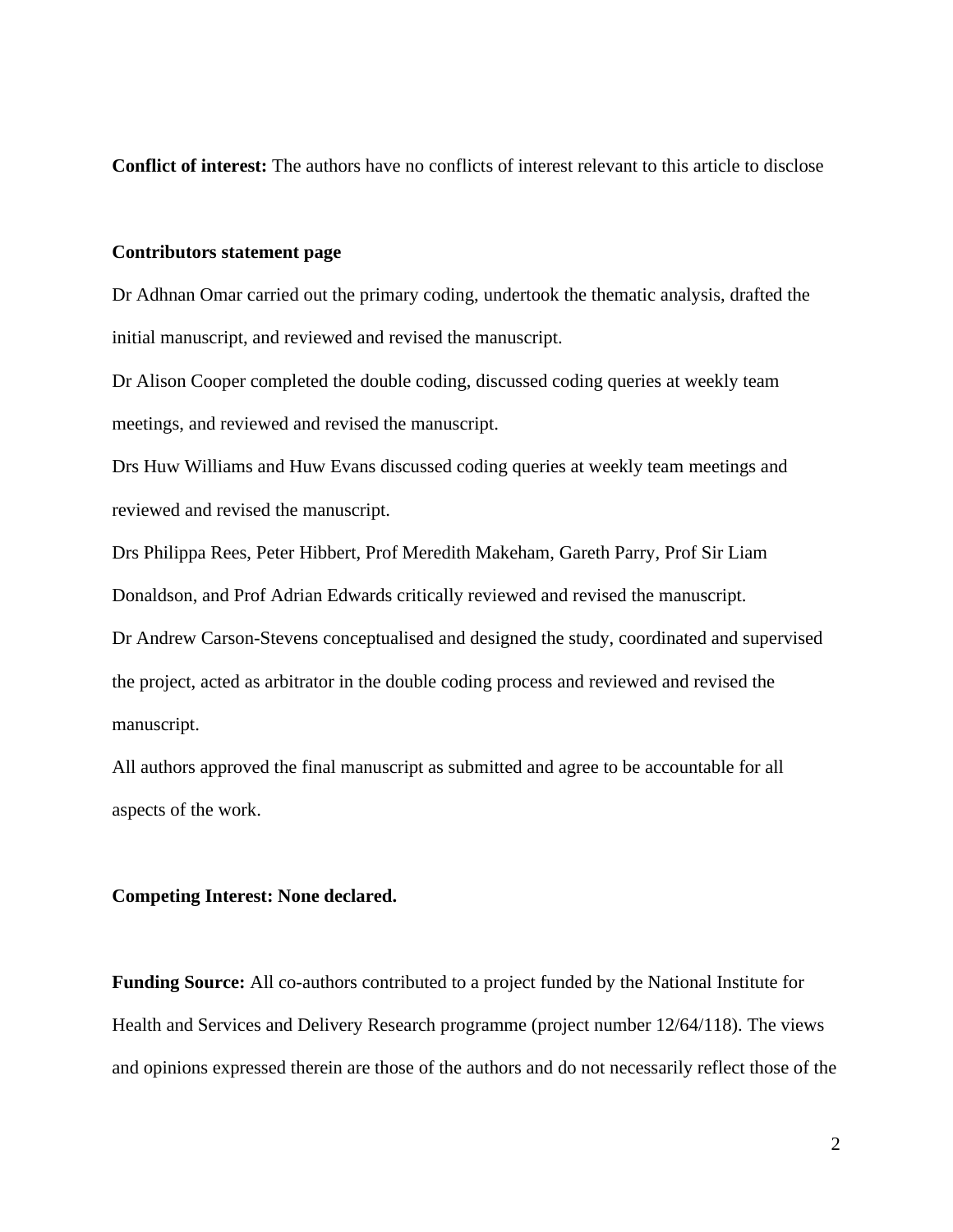**Conflict of interest:** The authors have no conflicts of interest relevant to this article to disclose

**Contributors statement page**

Dr Adhnan Omar carried out the primary coding, undertook the thematic analysis, drafted the initial manuscript, and reviewed and revised the manuscript.

Dr Alison Cooper completed the double coding, discussed coding queries at weekly team meetings, and reviewed and revised the manuscript.

Drs Huw Williams and Huw Evans discussed coding queries at weekly team meetings and reviewed and revised the manuscript.

Drs Philippa Rees, Peter Hibbert, Prof Meredith Makeham, Gareth Parry, Prof Sir Liam Donaldson, and Prof Adrian Edwards critically reviewed and revised the manuscript.

Dr Andrew Carson-Stevens conceptualised and designed the study, coordinated and supervised the project, acted as arbitrator in the double coding process and reviewed and revised the manuscript.

All authors approved the final manuscript as submitted and agree to be accountable for all aspects of the work.

**Competing Interest: None declared.**

**Funding Source:** All co-authors contributed to a project funded by the National Institute for Health and Services and Delivery Research programme (project number 12/64/118). The views and opinions expressed therein are those of the authors and do not necessarily reflect those of the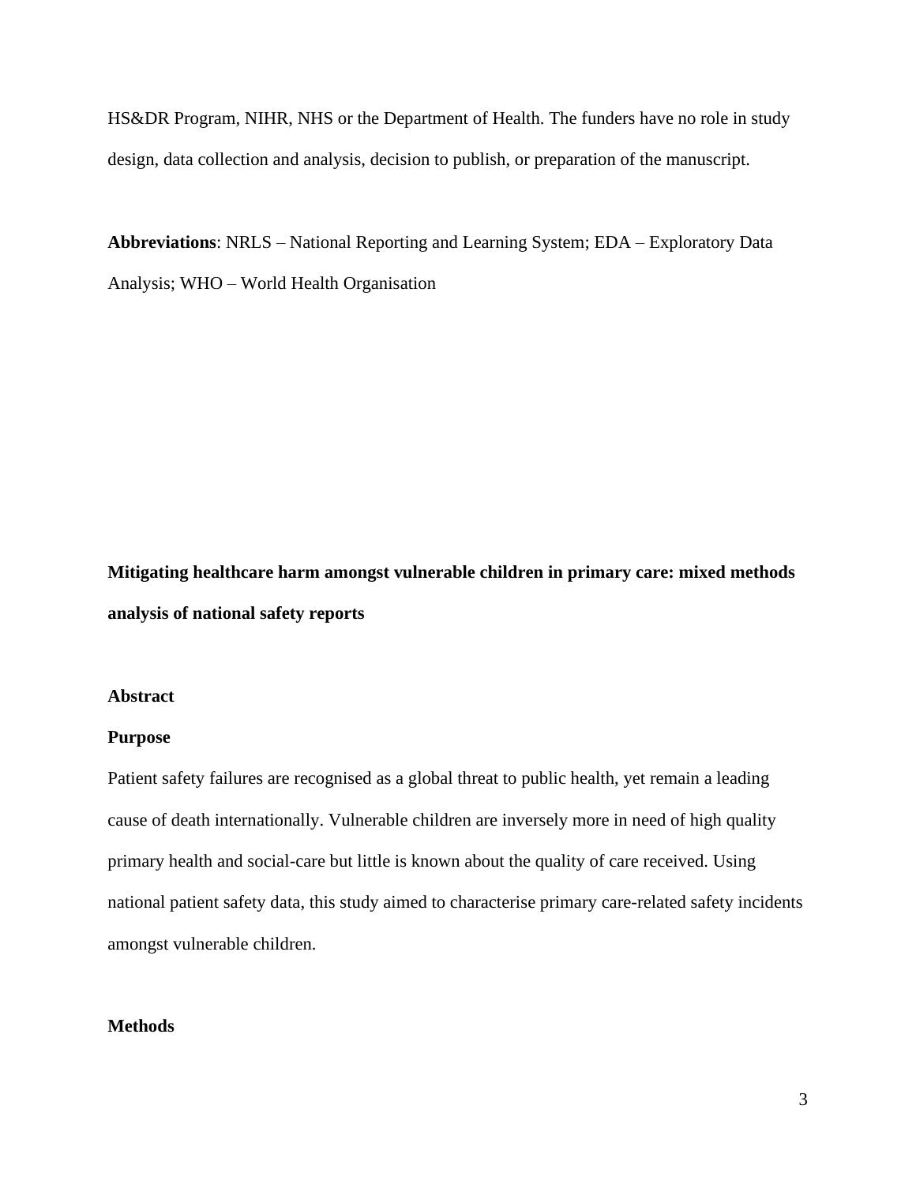HS&DR Program, NIHR, NHS or the Department of Health. The funders have no role in study design, data collection and analysis, decision to publish, or preparation of the manuscript.

**Abbreviations**: NRLS – National Reporting and Learning System; EDA – Exploratory Data Analysis; WHO – World Health Organisation

# Mitigating healthcare harm amongst vulnerable children in primary care: mixed methods analysis of national safety reports

## Abstract

### Purpose

Patient safety failures are recognised as a global threat to public health, yet remain a leading cause of death internationally. Vulnerable children are inversely more in need of high quality primary health and social-care but little is known about the quality of care received. Using national patient safety data, this study aimed to characterise primary care-related safety incidents amongst vulnerable children.

### Methods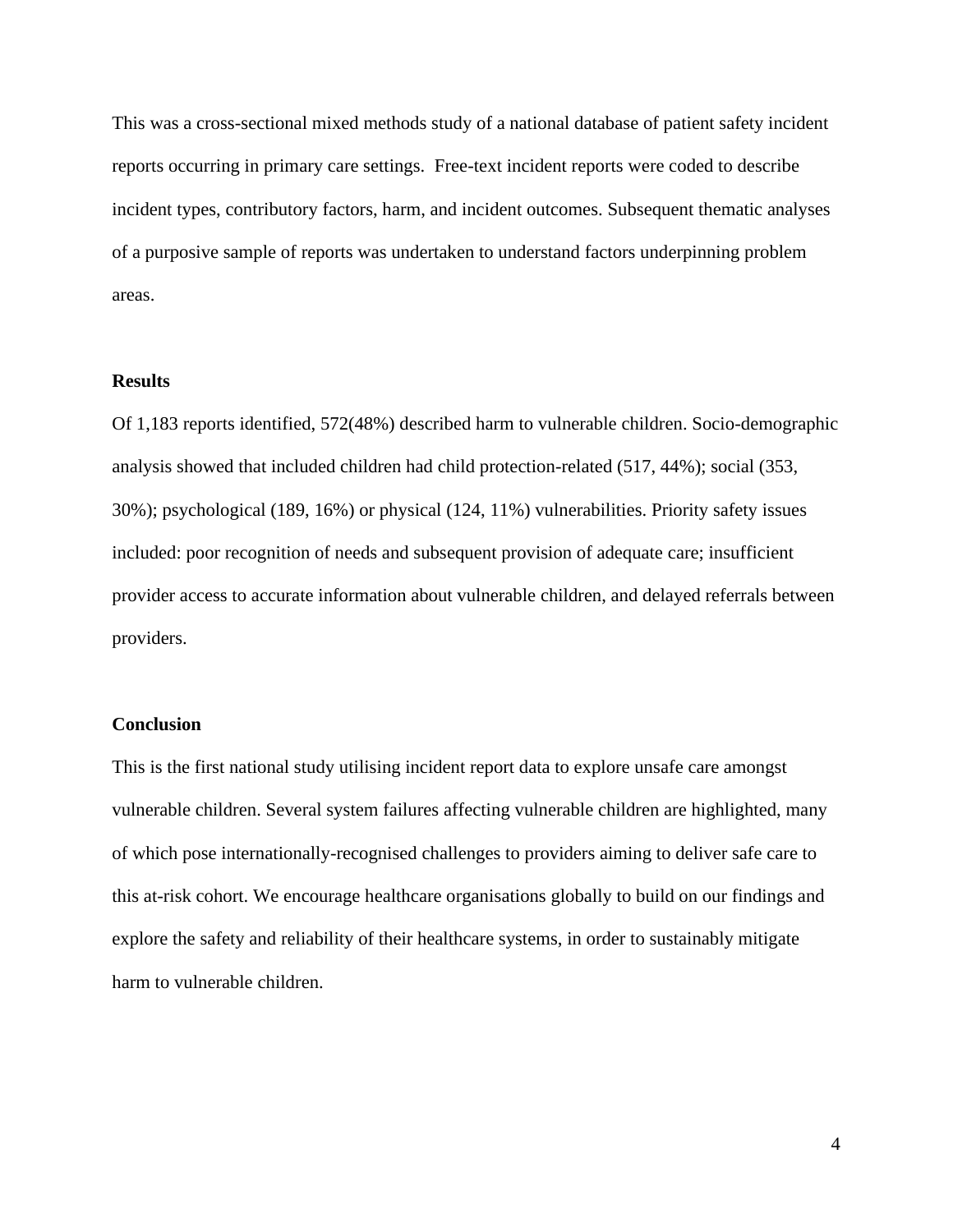This was a cross-sectional mixed methods study of a national database of patient safety incident reports occurring in primary care settings. Free-text incident reports were coded to describe incident types, contributory factors, harm, and incident outcomes. Subsequent thematic analyses of a purposive sample of reports was undertaken to understand factors underpinning problem areas.

**Results**

Of 1,183 reports identified, 572(48%) described harm to vulnerable children. Socio-demographic analysis showed that included children had child protection-related (517, 44%); social (353, 30%); psychological (189, 16%) or physical (124, 11%) vulnerabilities. Priority safety issues included: poor recognition of needs and subsequent provision of adequate care; insufficient provider access to accurate information about vulnerable children, and delayed referrals between providers.

**Conclusion**

This is the first national study utilising incident report data to explore unsafe care amongst vulnerable children. Several system failures affecting vulnerable children are highlighted, many of which pose internationally-recognised challenges to providers aiming to deliver safe care to this at-risk cohort. We encourage healthcare organisations globally to build on our findings and explore the safety and reliability of their healthcare systems, in order to sustainably mitigate harm to vulnerable children.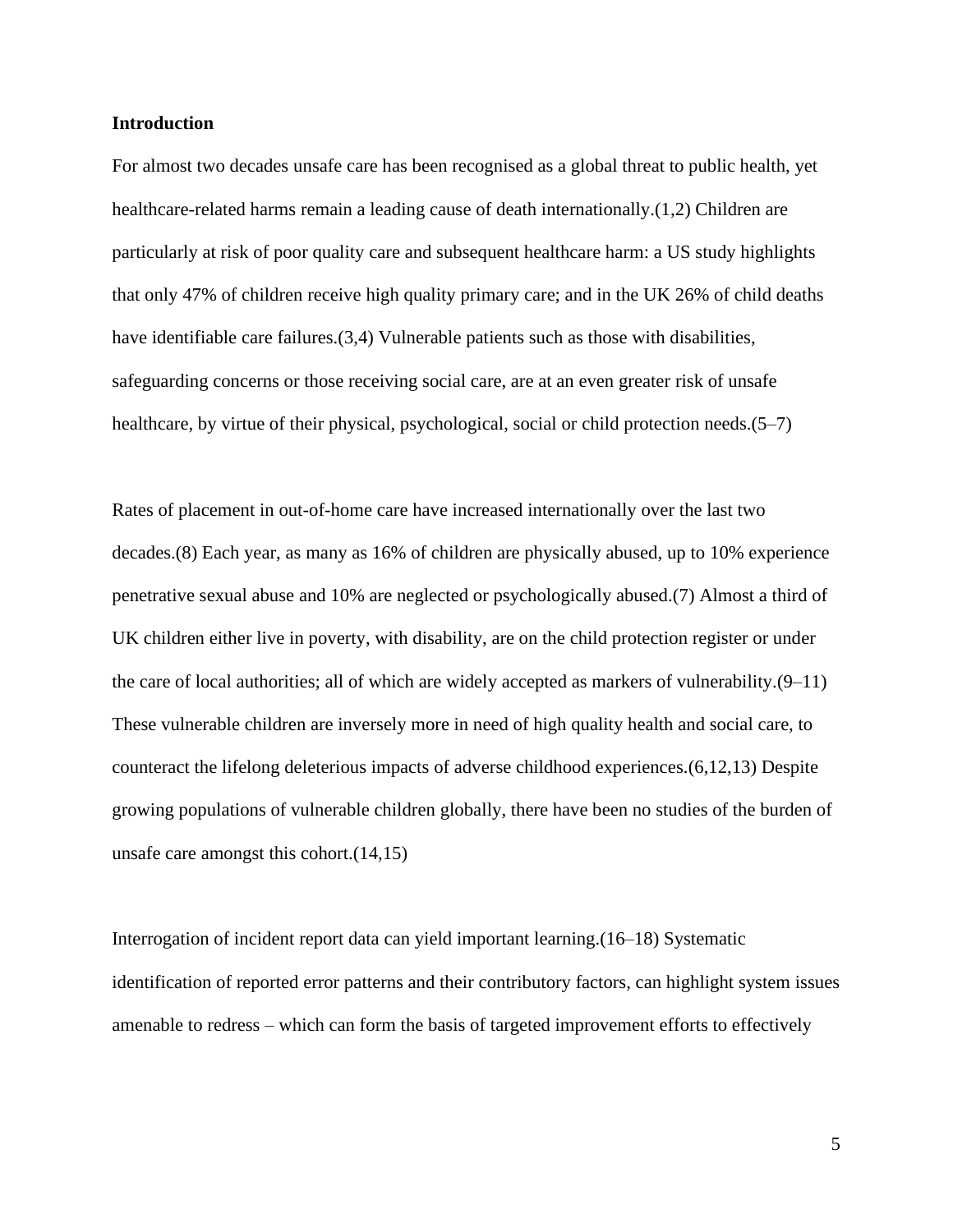## Introduction

For almost two decades unsafe care has been recognised as a global threat to public health, yet healthcare-related harms remain a leading cause of death internationally.(1,2) Children are particularly at risk of poor quality care and subsequent healthcare harm: a US study highlights that only 47% of children receive high quality primary care; and in the UK 26% of child deaths have identifiable care failures.(3,4) Vulnerable patients such as those with disabilities, safeguarding concerns or those receiving social care, are at an even greater risk of unsafe healthcare, by virtue of their physical, psychological, social or child protection needs.(5–7)

Rates of placement in out-of-home care have increased internationally over the last two decades.(8) Each year, as many as 16% of children are physically abused, up to 10% experience penetrative sexual abuse and 10% are neglected or psychologically abused.(7) Almost a third of UK children either live in poverty, with disability, are on the child protection register or under the care of local authorities; all of which are widely accepted as markers of vulnerability.(9–11) These vulnerable children are inversely more in need of high quality health and social care, to counteract the lifelong deleterious impacts of adverse childhood experiences.(6,12,13) Despite growing populations of vulnerable children globally, there have been no studies of the burden of unsafe care amongst this cohort.(14,15)

Interrogation of incident report data can yield important learning.(16–18) Systematic identification of reported error patterns and their contributory factors, can highlight system issues amenable to redress – which can form the basis of targeted improvement efforts to effectively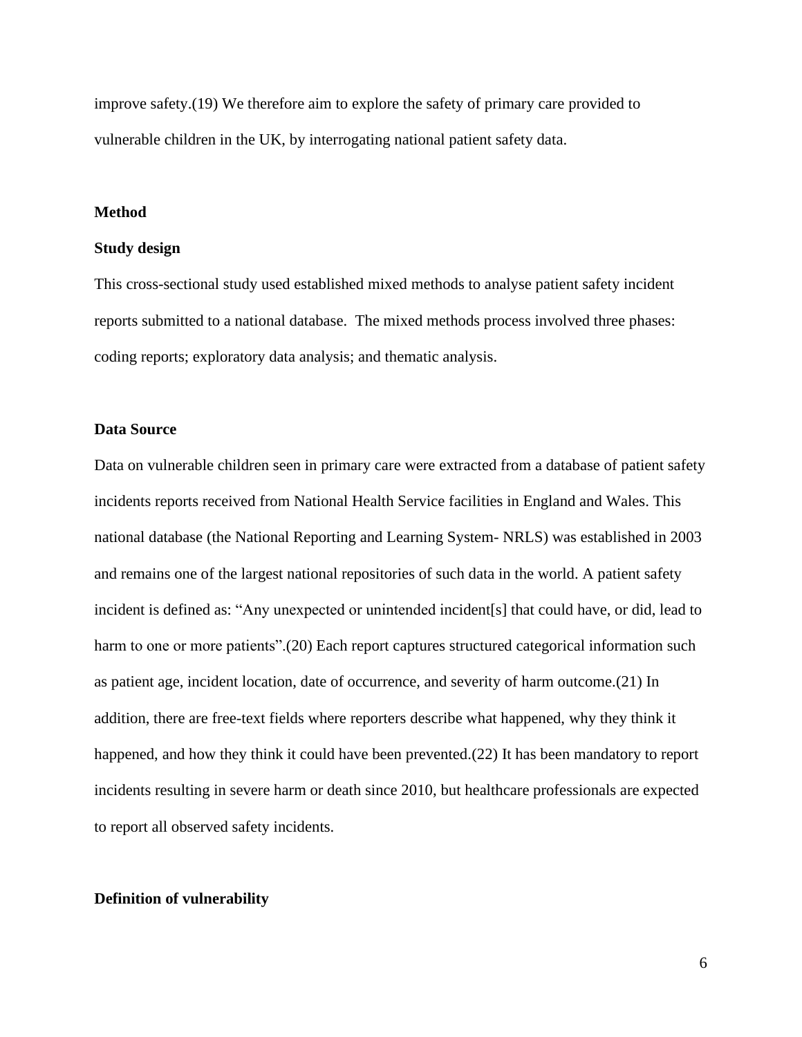improve safety.(19) We therefore aim to explore the safety of primary care provided to vulnerable children in the UK, by interrogating national patient safety data.

## Method

### Study design

This cross-sectional study used established mixed methods to analyse patient safety incident reports submitted to a national database. The mixed methods process involved three phases: coding reports; exploratory data analysis; and thematic analysis.

### Data Source

Data on vulnerable children seen in primary care were extracted from a database of patient safety incidents reports received from National Health Service facilities in England and Wales. This national database (the National Reporting and Learning System- NRLS) was established in 2003 and remains one of the largest national repositories of such data in the world. A patient safety incident is defined as: "Any unexpected or unintended incident[s] that could have, or did, lead to harm to one or more patients".(20) Each report captures structured categorical information such as patient age, incident location, date of occurrence, and severity of harm outcome.(21) In addition, there are free-text fields where reporters describe what happened, why they think it happened, and how they think it could have been prevented.(22) It has been mandatory to report incidents resulting in severe harm or death since 2010, but healthcare professionals are expected to report all observed safety incidents.

### Definition of vulnerability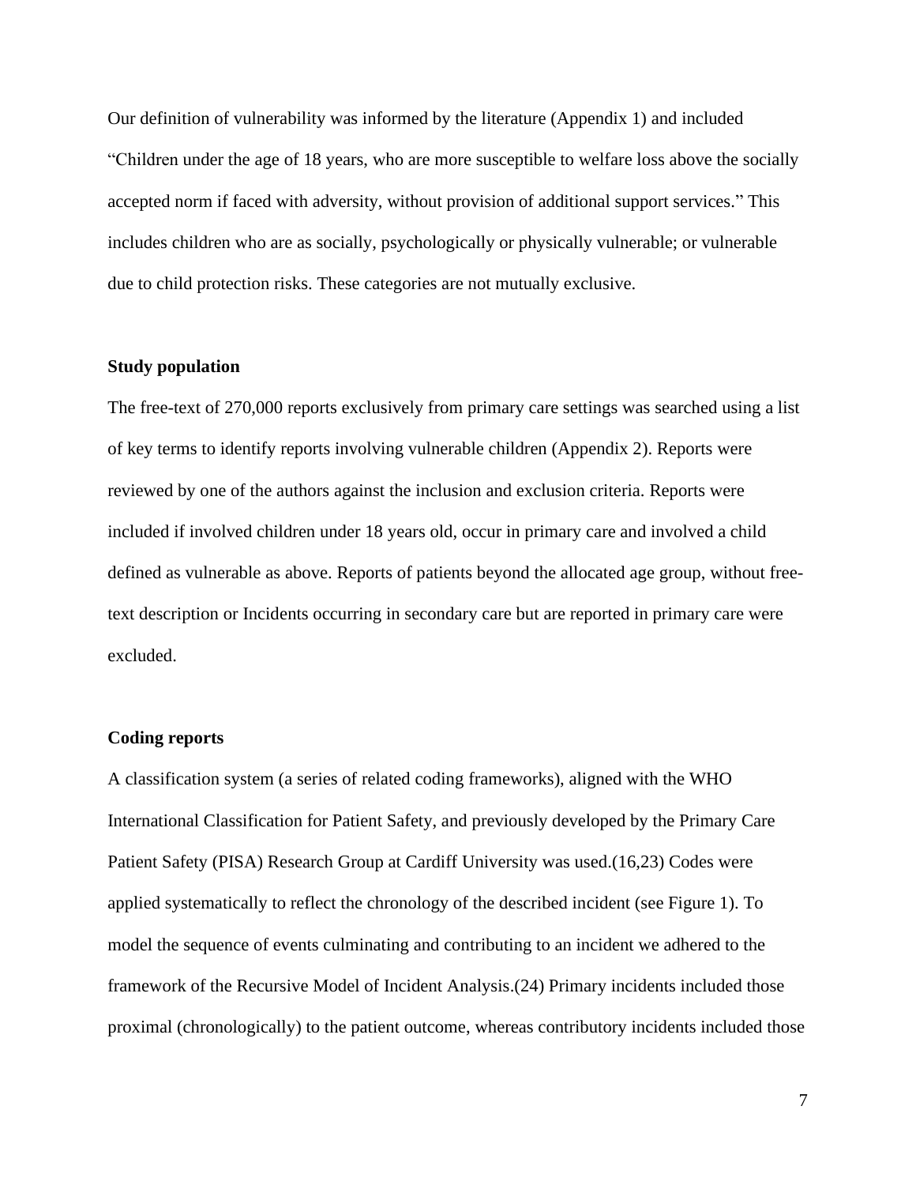Our definition of vulnerability was informed by the literature (Appendix 1) and included "Children under the age of 18 years, who are more susceptible to welfare loss above the socially accepted norm if faced with adversity, without provision of additional support services." This includes children who are as socially, psychologically or physically vulnerable; or vulnerable due to child protection risks. These categories are not mutually exclusive.

**Study population**

The free-text of 270,000 reports exclusively from primary care settings was searched using a list of key terms to identify reports involving vulnerable children (Appendix 2). Reports were reviewed by one of the authors against the inclusion and exclusion criteria. Reports were included if involved children under 18 years old, occur in primary care and involved a child defined as vulnerable as above. Reports of patients beyond the allocated age group, without free-text description or Incidents occurring in secondary care but are reported in primary care were excluded.

**Coding reports**

A classification system (a series of related coding frameworks), aligned with the WHO International Classification for Patient Safety, and previously developed by the Primary Care Patient Safety (PISA) Research Group at Cardiff University was used.(16,23) Codes were applied systematically to reflect the chronology of the described incident (see Figure 1). To model the sequence of events culminating and contributing to an incident we adhered to the framework of the Recursive Model of Incident Analysis.(24) Primary incidents included those proximal (chronologically) to the patient outcome, whereas contributory incidents included those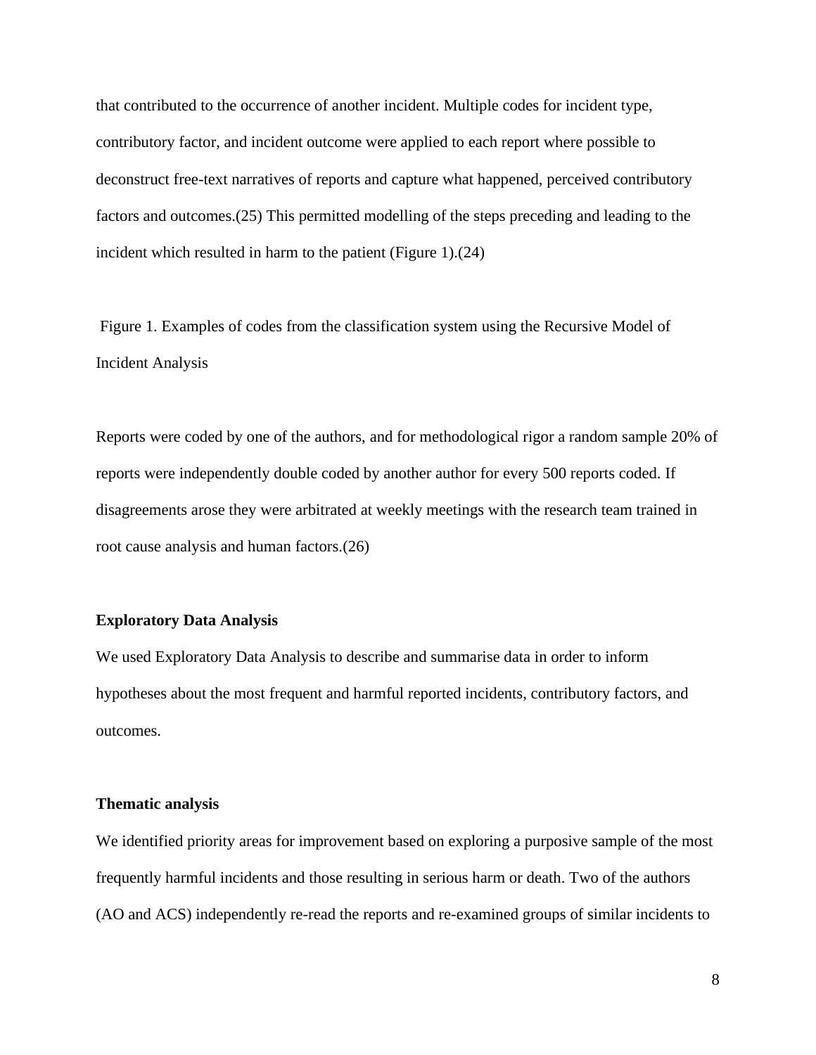that contributed to the occurrence of another incident. Multiple codes for incident type, contributory factor, and incident outcome were applied to each report where possible to deconstruct free-text narratives of reports and capture what happened, perceived contributory factors and outcomes.(25) This permitted modelling of the steps preceding and leading to the incident which resulted in harm to the patient (Figure 1).(24)

Figure 1. Examples of codes from the classification system using the Recursive Model of Incident Analysis

Reports were coded by one of the authors, and for methodological rigor a random sample 20% of reports were independently double coded by another author for every 500 reports coded. If disagreements arose they were arbitrated at weekly meetings with the research team trained in root cause analysis and human factors.(26)

**Exploratory Data Analysis**

We used Exploratory Data Analysis to describe and summarise data in order to inform hypotheses about the most frequent and harmful reported incidents, contributory factors, and outcomes.

**Thematic analysis**

We identified priority areas for improvement based on exploring a purposive sample of the most frequently harmful incidents and those resulting in serious harm or death. Two of the authors (AO and ACS) independently re-read the reports and re-examined groups of similar incidents to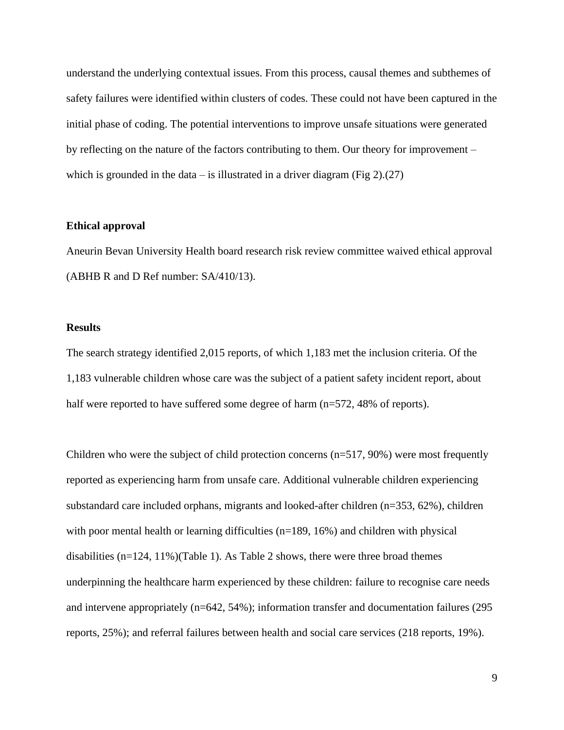understand the underlying contextual issues. From this process, causal themes and subthemes of safety failures were identified within clusters of codes. These could not have been captured in the initial phase of coding. The potential interventions to improve unsafe situations were generated by reflecting on the nature of the factors contributing to them. Our theory for improvement – which is grounded in the data – is illustrated in a driver diagram (Fig 2).(27)

**Ethical approval**

Aneurin Bevan University Health board research risk review committee waived ethical approval (ABHB R and D Ref number: SA/410/13).

**Results**

The search strategy identified 2,015 reports, of which 1,183 met the inclusion criteria. Of the 1,183 vulnerable children whose care was the subject of a patient safety incident report, about half were reported to have suffered some degree of harm (n=572, 48% of reports).

Children who were the subject of child protection concerns (n=517, 90%) were most frequently reported as experiencing harm from unsafe care. Additional vulnerable children experiencing substandard care included orphans, migrants and looked-after children (n=353, 62%), children with poor mental health or learning difficulties (n=189, 16%) and children with physical disabilities (n=124, 11%)(Table 1). As Table 2 shows, there were three broad themes underpinning the healthcare harm experienced by these children: failure to recognise care needs and intervene appropriately (n=642, 54%); information transfer and documentation failures (295 reports, 25%); and referral failures between health and social care services (218 reports, 19%).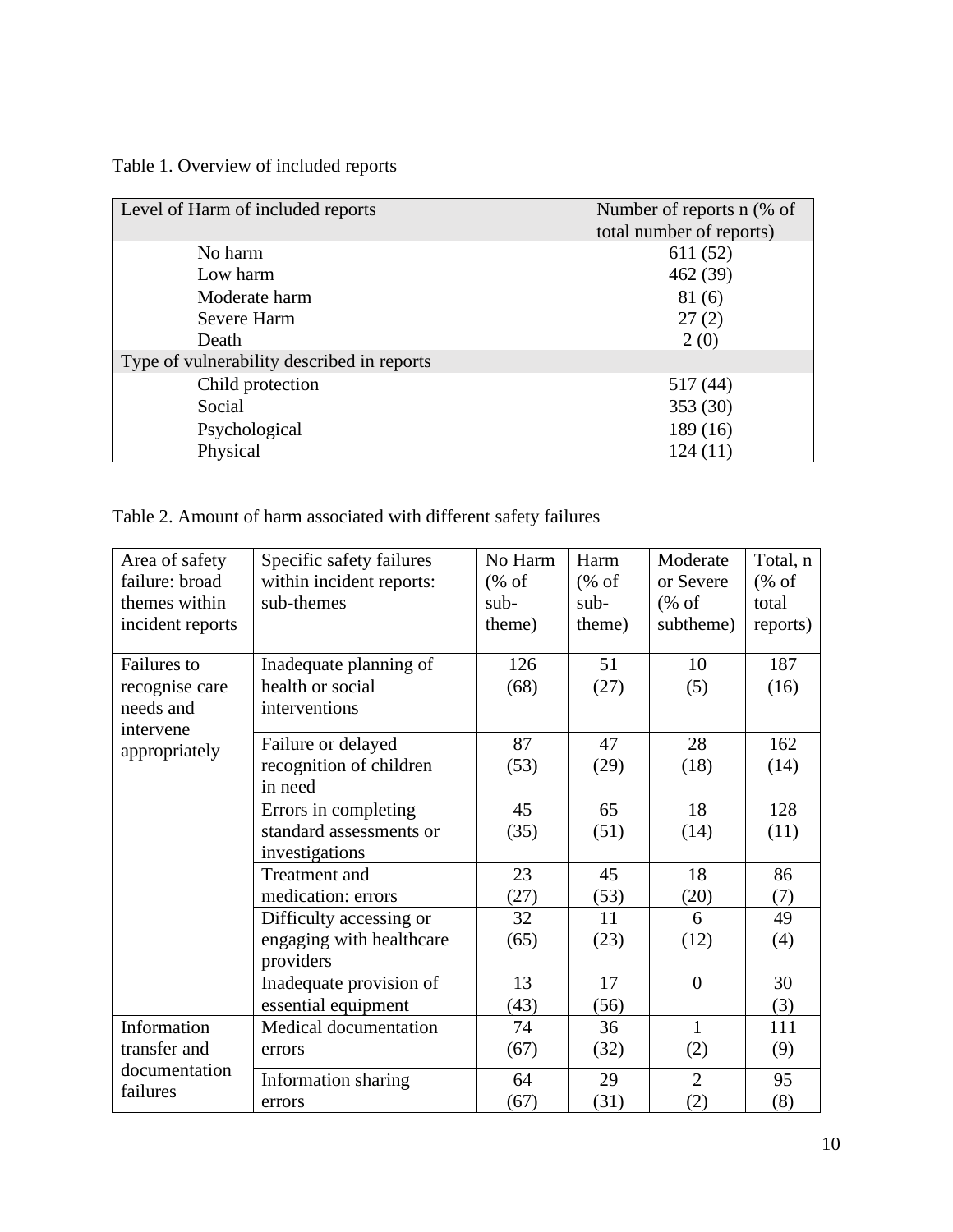Table 1. Overview of included reports

| Level of Harm of included reports | Number of reports n (% of total number of reports) |
| --- | --- |
| No harm | 611 (52) |
| Low harm | 462 (39) |
| Moderate harm | 81 (6) |
| Severe Harm | 27 (2) |
| Death | 2 (0) |
| Type of vulnerability described in reports | |
| Child protection | 517 (44) |
| Social | 353 (30) |
| Psychological | 189 (16) |
| Physical | 124 (11) |

Table 2. Amount of harm associated with different safety failures

| Area of safety failure: broad themes within incident reports | Specific safety failures within incident reports: sub-themes | No Harm (% of sub-theme) | Harm (% of sub-theme) | Moderate or Severe (% of subtheme) | Total, n (% of total reports) |
| --- | --- | --- | --- | --- | --- |
| Failures to recognise care needs and intervene appropriately | Inadequate planning of health or social interventions | 126 (68) | 51 (27) | 10 (5) | 187 (16) |
| | Failure or delayed recognition of children in need | 87 (53) | 47 (29) | 28 (18) | 162 (14) |
| | Errors in completing standard assessments or investigations | 45 (35) | 65 (51) | 18 (14) | 128 (11) |
| | Treatment and medication: errors | 23 (27) | 45 (53) | 18 (20) | 86 (7) |
| | Difficulty accessing or engaging with healthcare providers | 32 (65) | 11 (23) | 6 (12) | 49 (4) |
| | Inadequate provision of essential equipment | 13 (43) | 17 (56) | 0 | 30 (3) |
| Information transfer and documentation failures | Medical documentation errors | 74 (67) | 36 (32) | 1 (2) | 111 (9) |
| | Information sharing errors | 64 (67) | 29 (31) | 2 (2) | 95 (8) |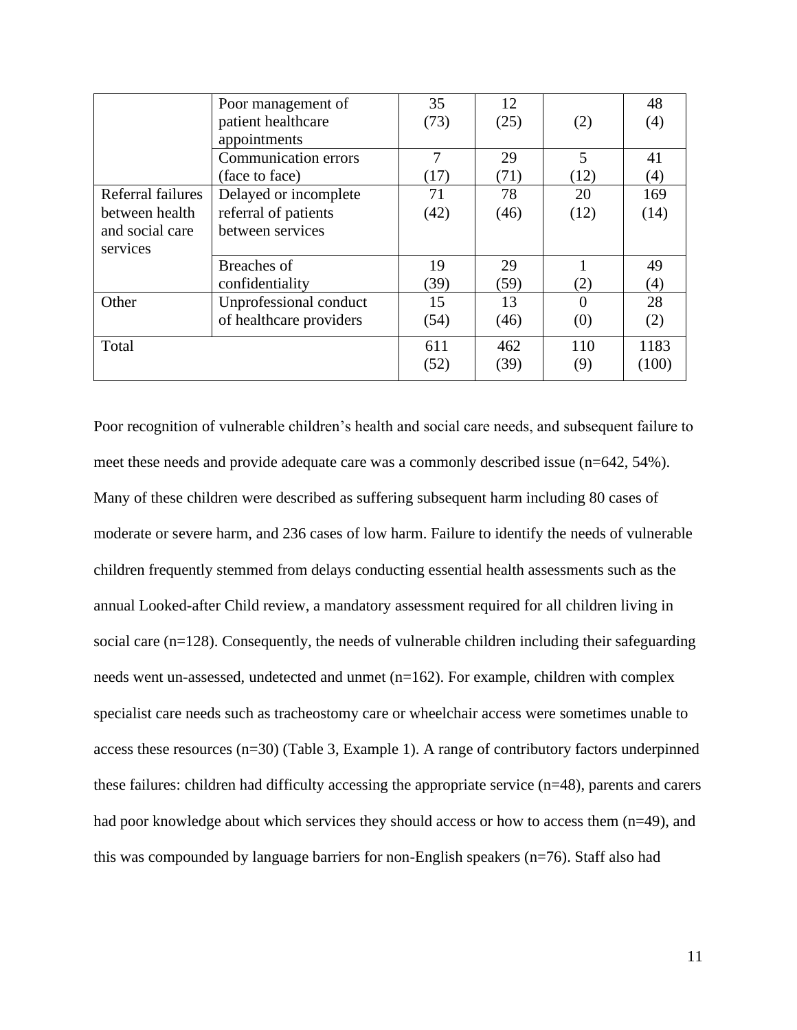| | | | | | |
|---|---|---|---|---|---|
| | Poor management of patient healthcare appointments | 35 (73) | 12 (25) | (2) | 48 (4) |
| | Communication errors (face to face) | 7 (17) | 29 (71) | 5 (12) | 41 (4) |
| Referral failures between health and social care services | Delayed or incomplete referral of patients between services | 71 (42) | 78 (46) | 20 (12) | 169 (14) |
| | Breaches of confidentiality | 19 (39) | 29 (59) | 1 (2) | 49 (4) |
| Other | Unprofessional conduct of healthcare providers | 15 (54) | 13 (46) | 0 (0) | 28 (2) |
| Total | | 611 (52) | 462 (39) | 110 (9) | 1183 (100) |

Poor recognition of vulnerable children's health and social care needs, and subsequent failure to meet these needs and provide adequate care was a commonly described issue (n=642, 54%). Many of these children were described as suffering subsequent harm including 80 cases of moderate or severe harm, and 236 cases of low harm. Failure to identify the needs of vulnerable children frequently stemmed from delays conducting essential health assessments such as the annual Looked-after Child review, a mandatory assessment required for all children living in social care (n=128). Consequently, the needs of vulnerable children including their safeguarding needs went un-assessed, undetected and unmet (n=162). For example, children with complex specialist care needs such as tracheostomy care or wheelchair access were sometimes unable to access these resources (n=30) (Table 3, Example 1). A range of contributory factors underpinned these failures: children had difficulty accessing the appropriate service (n=48), parents and carers had poor knowledge about which services they should access or how to access them (n=49), and this was compounded by language barriers for non-English speakers (n=76). Staff also had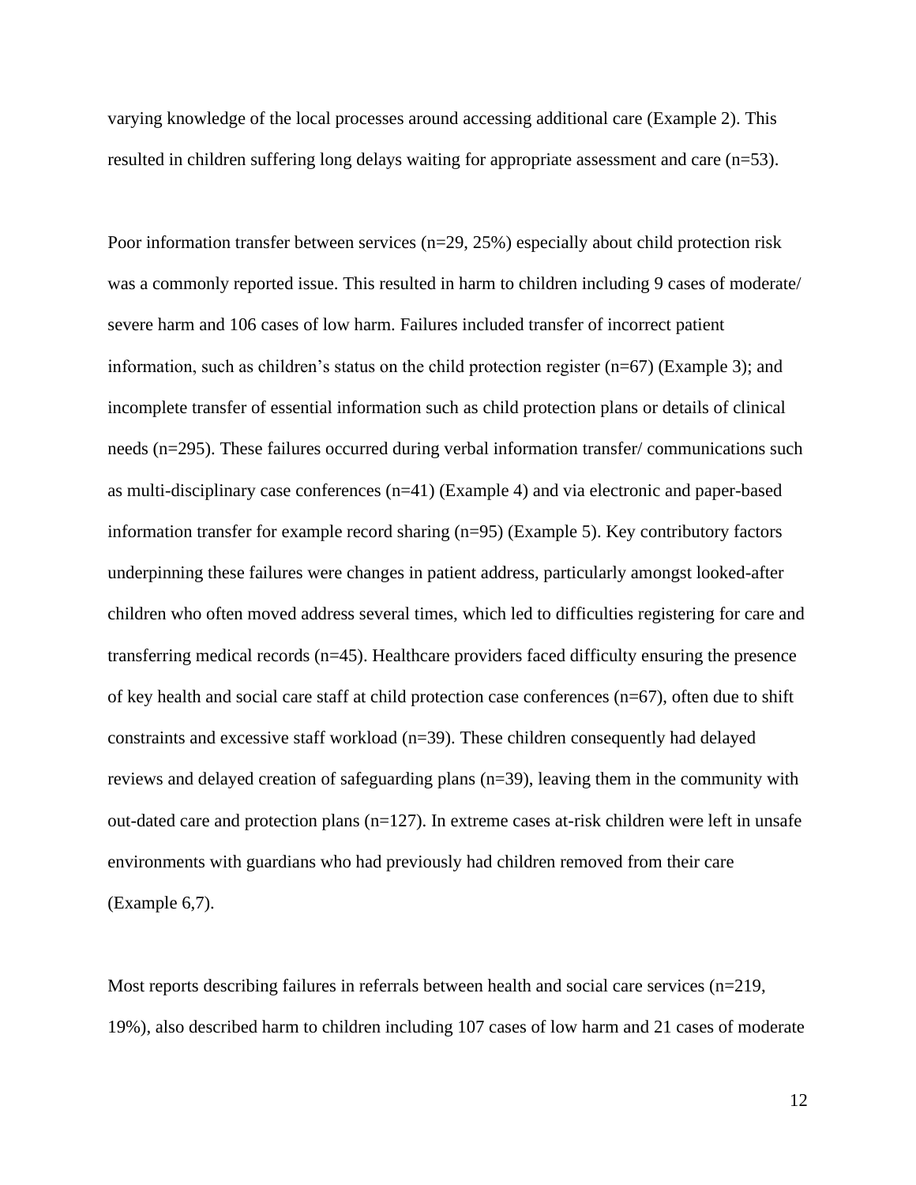varying knowledge of the local processes around accessing additional care (Example 2). This resulted in children suffering long delays waiting for appropriate assessment and care (n=53).

Poor information transfer between services (n=29, 25%) especially about child protection risk was a commonly reported issue. This resulted in harm to children including 9 cases of moderate/ severe harm and 106 cases of low harm. Failures included transfer of incorrect patient information, such as children's status on the child protection register (n=67) (Example 3); and incomplete transfer of essential information such as child protection plans or details of clinical needs (n=295). These failures occurred during verbal information transfer/ communications such as multi-disciplinary case conferences (n=41) (Example 4) and via electronic and paper-based information transfer for example record sharing (n=95) (Example 5). Key contributory factors underpinning these failures were changes in patient address, particularly amongst looked-after children who often moved address several times, which led to difficulties registering for care and transferring medical records (n=45). Healthcare providers faced difficulty ensuring the presence of key health and social care staff at child protection case conferences (n=67), often due to shift constraints and excessive staff workload (n=39). These children consequently had delayed reviews and delayed creation of safeguarding plans (n=39), leaving them in the community with out-dated care and protection plans (n=127). In extreme cases at-risk children were left in unsafe environments with guardians who had previously had children removed from their care (Example 6,7).

Most reports describing failures in referrals between health and social care services (n=219, 19%), also described harm to children including 107 cases of low harm and 21 cases of moderate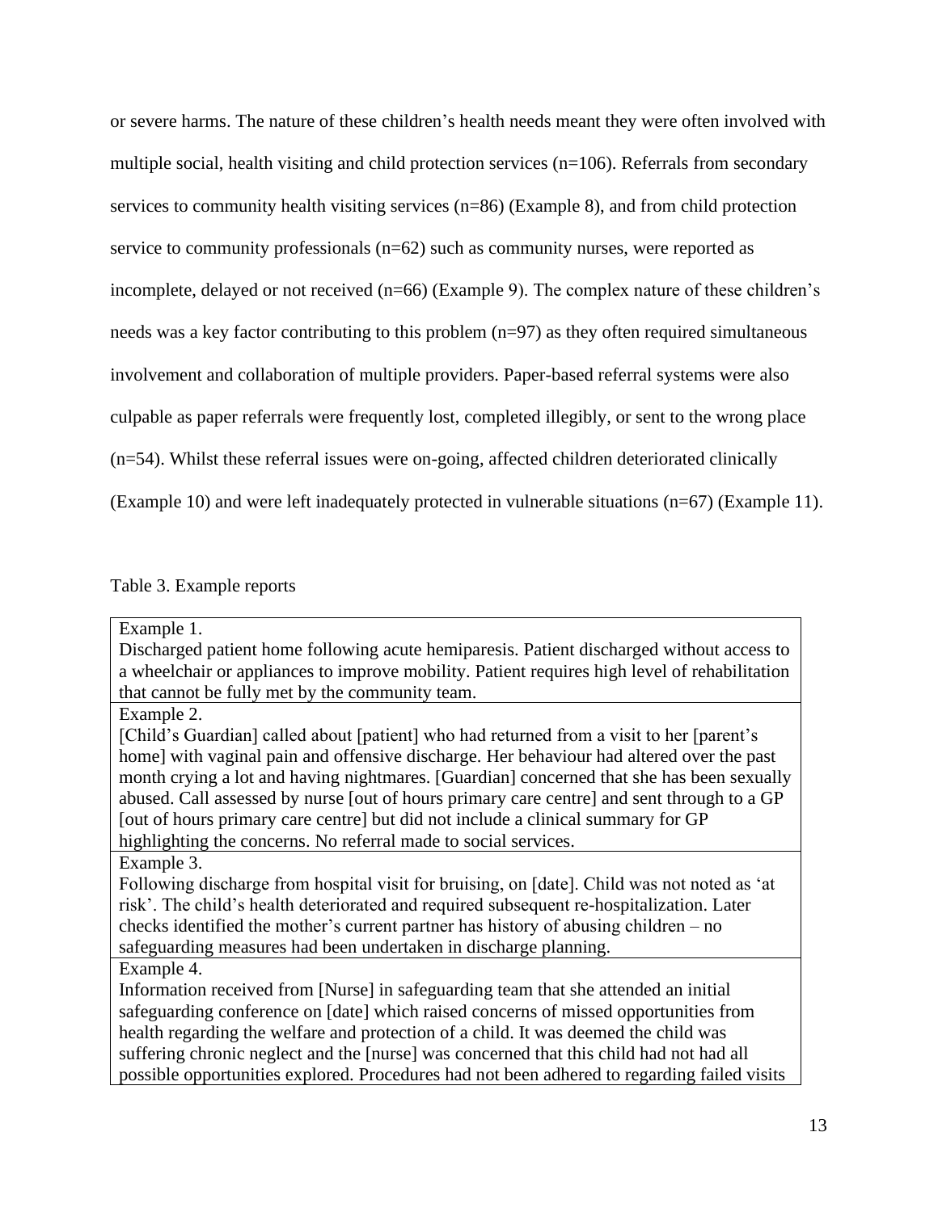or severe harms. The nature of these children's health needs meant they were often involved with multiple social, health visiting and child protection services (n=106). Referrals from secondary services to community health visiting services (n=86) (Example 8), and from child protection service to community professionals (n=62) such as community nurses, were reported as incomplete, delayed or not received (n=66) (Example 9). The complex nature of these children's needs was a key factor contributing to this problem (n=97) as they often required simultaneous involvement and collaboration of multiple providers. Paper-based referral systems were also culpable as paper referrals were frequently lost, completed illegibly, or sent to the wrong place (n=54). Whilst these referral issues were on-going, affected children deteriorated clinically (Example 10) and were left inadequately protected in vulnerable situations (n=67) (Example 11).

Table 3. Example reports

| Example reports |
|---|
| Example 1.<br>Discharged patient home following acute hemiparesis. Patient discharged without access to a wheelchair or appliances to improve mobility. Patient requires high level of rehabilitation that cannot be fully met by the community team. |
| Example 2.<br>[Child's Guardian] called about [patient] who had returned from a visit to her [parent's home] with vaginal pain and offensive discharge. Her behaviour had altered over the past month crying a lot and having nightmares. [Guardian] concerned that she has been sexually abused. Call assessed by nurse [out of hours primary care centre] and sent through to a GP [out of hours primary care centre] but did not include a clinical summary for GP highlighting the concerns. No referral made to social services. |
| Example 3.<br>Following discharge from hospital visit for bruising, on [date]. Child was not noted as 'at risk'. The child's health deteriorated and required subsequent re-hospitalization. Later checks identified the mother's current partner has history of abusing children – no safeguarding measures had been undertaken in discharge planning. |
| Example 4.<br>Information received from [Nurse] in safeguarding team that she attended an initial safeguarding conference on [date] which raised concerns of missed opportunities from health regarding the welfare and protection of a child. It was deemed the child was suffering chronic neglect and the [nurse] was concerned that this child had not had all possible opportunities explored. Procedures had not been adhered to regarding failed visits |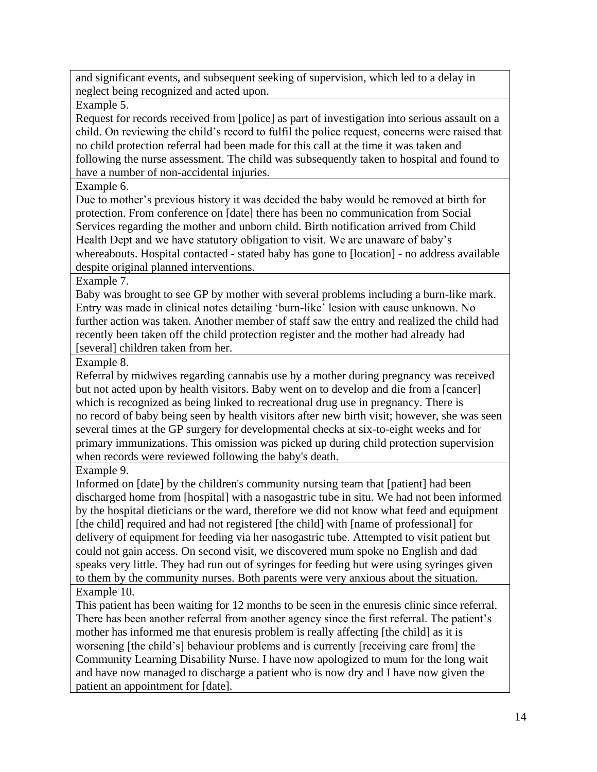| and significant events, and subsequent seeking of supervision, which led to a delay in neglect being recognized and acted upon. |
|---|
| Example 5. |
| Request for records received from [police] as part of investigation into serious assault on a child. On reviewing the child's record to fulfil the police request, concerns were raised that no child protection referral had been made for this call at the time it was taken and following the nurse assessment. The child was subsequently taken to hospital and found to have a number of non-accidental injuries. |
| Example 6. |
| Due to mother's previous history it was decided the baby would be removed at birth for protection. From conference on [date] there has been no communication from Social Services regarding the mother and unborn child. Birth notification arrived from Child Health Dept and we have statutory obligation to visit. We are unaware of baby's whereabouts. Hospital contacted - stated baby has gone to [location] - no address available despite original planned interventions. |
| Example 7. |
| Baby was brought to see GP by mother with several problems including a burn-like mark. Entry was made in clinical notes detailing 'burn-like' lesion with cause unknown. No further action was taken. Another member of staff saw the entry and realized the child had recently been taken off the child protection register and the mother had already had [several] children taken from her. |
| Example 8. |
| Referral by midwives regarding cannabis use by a mother during pregnancy was received but not acted upon by health visitors. Baby went on to develop and die from a [cancer] which is recognized as being linked to recreational drug use in pregnancy. There is no record of baby being seen by health visitors after new birth visit; however, she was seen several times at the GP surgery for developmental checks at six-to-eight weeks and for primary immunizations. This omission was picked up during child protection supervision when records were reviewed following the baby's death. |
| Example 9. |
| Informed on [date] by the children's community nursing team that [patient] had been discharged home from [hospital] with a nasogastric tube in situ. We had not been informed by the hospital dieticians or the ward, therefore we did not know what feed and equipment [the child] required and had not registered [the child] with [name of professional] for delivery of equipment for feeding via her nasogastric tube. Attempted to visit patient but could not gain access. On second visit, we discovered mum spoke no English and dad speaks very little. They had run out of syringes for feeding but were using syringes given to them by the community nurses. Both parents were very anxious about the situation. |
| Example 10. |
| This patient has been waiting for 12 months to be seen in the enuresis clinic since referral. There has been another referral from another agency since the first referral. The patient's mother has informed me that enuresis problem is really affecting [the child] as it is worsening [the child's] behaviour problems and is currently [receiving care from] the Community Learning Disability Nurse. I have now apologized to mum for the long wait and have now managed to discharge a patient who is now dry and I have now given the patient an appointment for [date]. |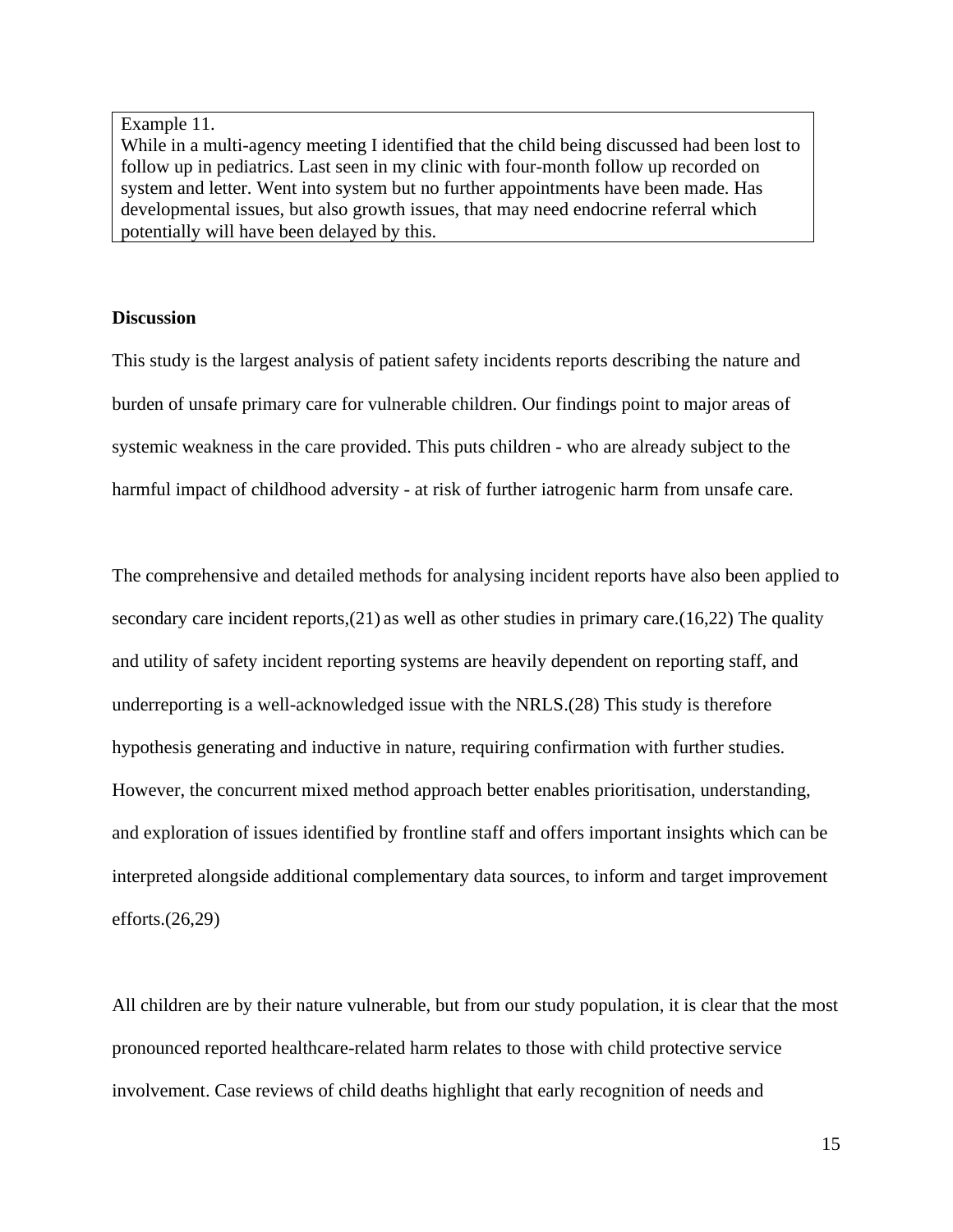> Example 11.
> While in a multi-agency meeting I identified that the child being discussed had been lost to follow up in pediatrics. Last seen in my clinic with four-month follow up recorded on system and letter. Went into system but no further appointments have been made. Has developmental issues, but also growth issues, that may need endocrine referral which potentially will have been delayed by this.

**Discussion**

This study is the largest analysis of patient safety incidents reports describing the nature and burden of unsafe primary care for vulnerable children. Our findings point to major areas of systemic weakness in the care provided. This puts children - who are already subject to the harmful impact of childhood adversity - at risk of further iatrogenic harm from unsafe care.

The comprehensive and detailed methods for analysing incident reports have also been applied to secondary care incident reports,(21) as well as other studies in primary care.(16,22) The quality and utility of safety incident reporting systems are heavily dependent on reporting staff, and underreporting is a well-acknowledged issue with the NRLS.(28) This study is therefore hypothesis generating and inductive in nature, requiring confirmation with further studies. However, the concurrent mixed method approach better enables prioritisation, understanding, and exploration of issues identified by frontline staff and offers important insights which can be interpreted alongside additional complementary data sources, to inform and target improvement efforts.(26,29)

All children are by their nature vulnerable, but from our study population, it is clear that the most pronounced reported healthcare-related harm relates to those with child protective service involvement. Case reviews of child deaths highlight that early recognition of needs and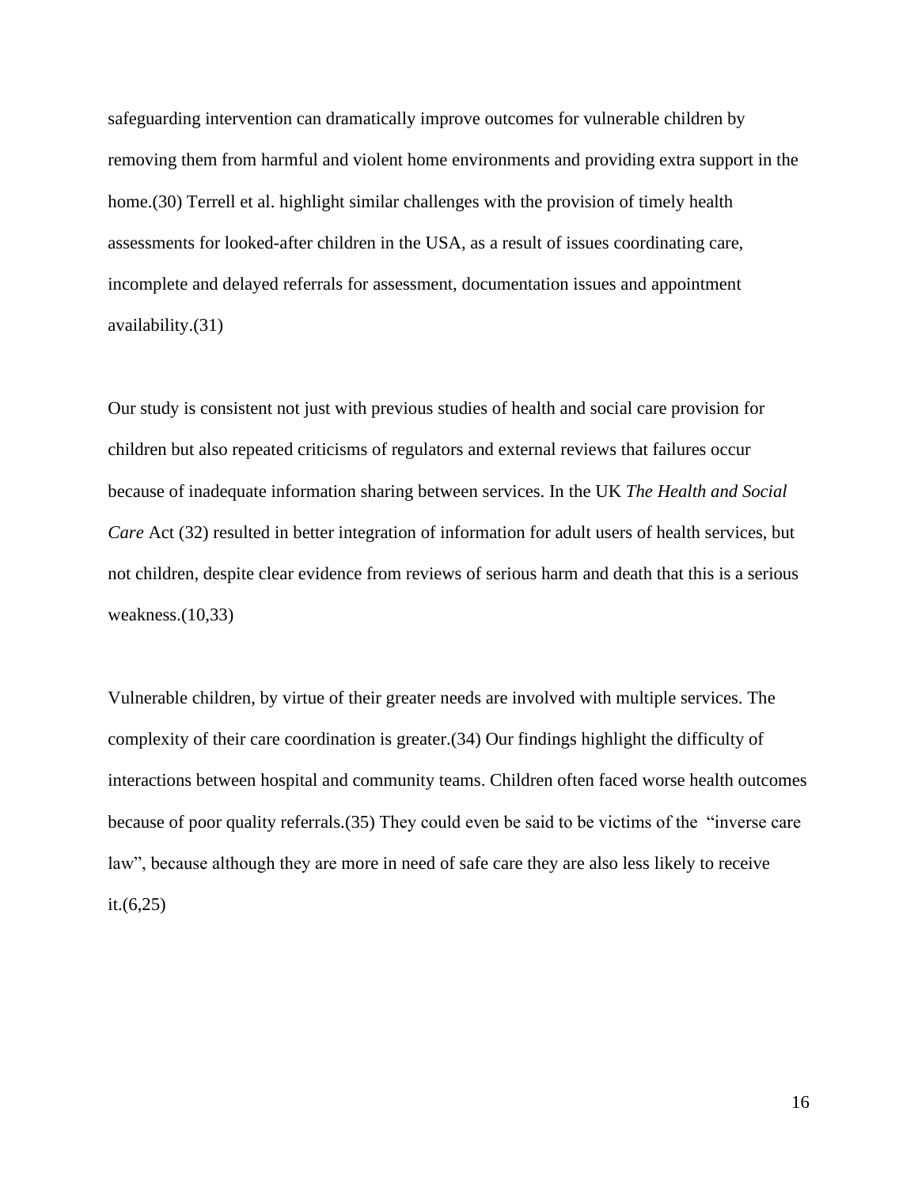safeguarding intervention can dramatically improve outcomes for vulnerable children by removing them from harmful and violent home environments and providing extra support in the home.(30) Terrell et al. highlight similar challenges with the provision of timely health assessments for looked-after children in the USA, as a result of issues coordinating care, incomplete and delayed referrals for assessment, documentation issues and appointment availability.(31)

Our study is consistent not just with previous studies of health and social care provision for children but also repeated criticisms of regulators and external reviews that failures occur because of inadequate information sharing between services. In the UK *The Health and Social Care* Act (32) resulted in better integration of information for adult users of health services, but not children, despite clear evidence from reviews of serious harm and death that this is a serious weakness.(10,33)

Vulnerable children, by virtue of their greater needs are involved with multiple services. The complexity of their care coordination is greater.(34) Our findings highlight the difficulty of interactions between hospital and community teams. Children often faced worse health outcomes because of poor quality referrals.(35) They could even be said to be victims of the "inverse care law", because although they are more in need of safe care they are also less likely to receive it.(6,25)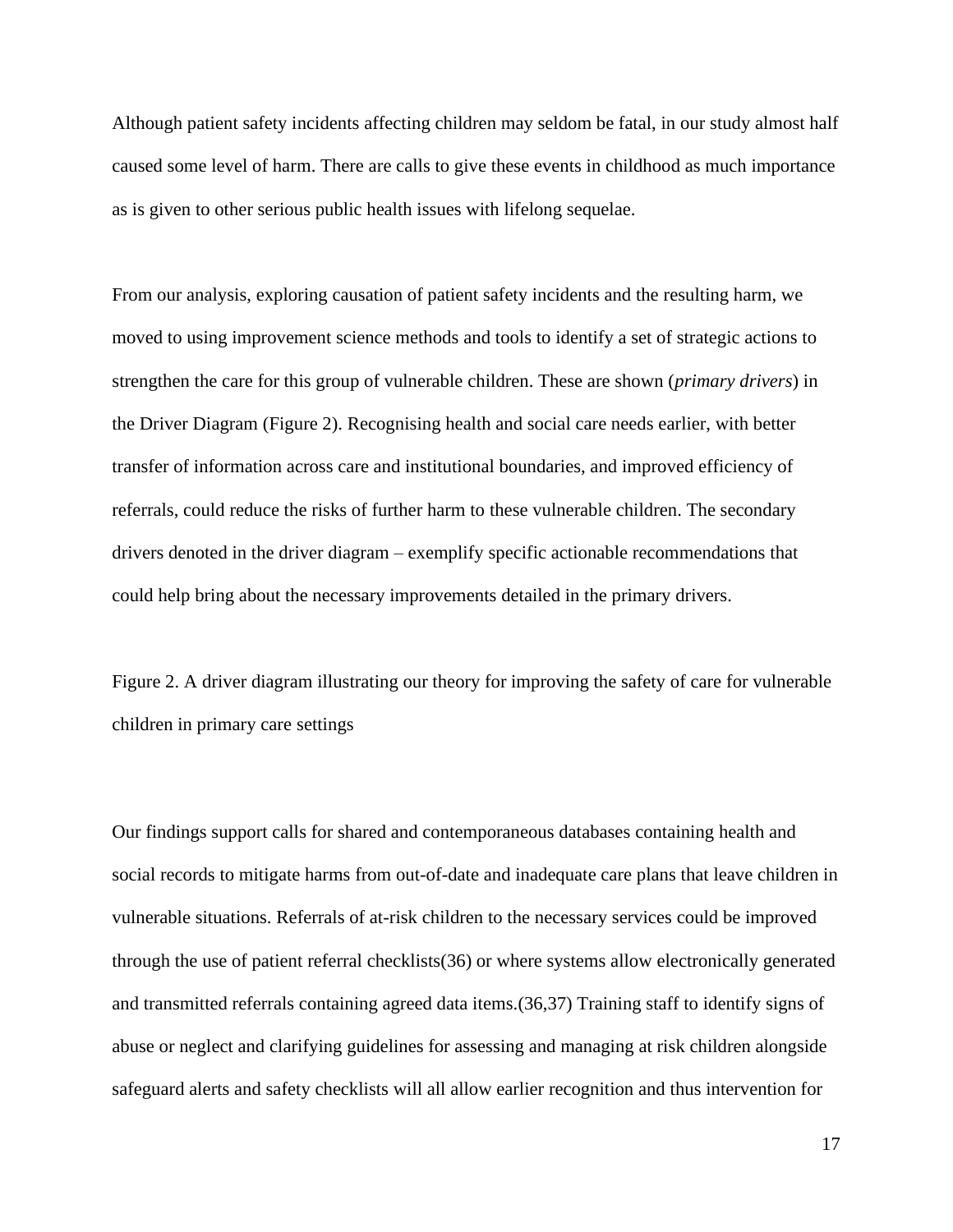Although patient safety incidents affecting children may seldom be fatal, in our study almost half caused some level of harm. There are calls to give these events in childhood as much importance as is given to other serious public health issues with lifelong sequelae.

From our analysis, exploring causation of patient safety incidents and the resulting harm, we moved to using improvement science methods and tools to identify a set of strategic actions to strengthen the care for this group of vulnerable children. These are shown (*primary drivers*) in the Driver Diagram (Figure 2). Recognising health and social care needs earlier, with better transfer of information across care and institutional boundaries, and improved efficiency of referrals, could reduce the risks of further harm to these vulnerable children. The secondary drivers denoted in the driver diagram – exemplify specific actionable recommendations that could help bring about the necessary improvements detailed in the primary drivers.

Figure 2. A driver diagram illustrating our theory for improving the safety of care for vulnerable children in primary care settings

Our findings support calls for shared and contemporaneous databases containing health and social records to mitigate harms from out-of-date and inadequate care plans that leave children in vulnerable situations. Referrals of at-risk children to the necessary services could be improved through the use of patient referral checklists(36) or where systems allow electronically generated and transmitted referrals containing agreed data items.(36,37) Training staff to identify signs of abuse or neglect and clarifying guidelines for assessing and managing at risk children alongside safeguard alerts and safety checklists will all allow earlier recognition and thus intervention for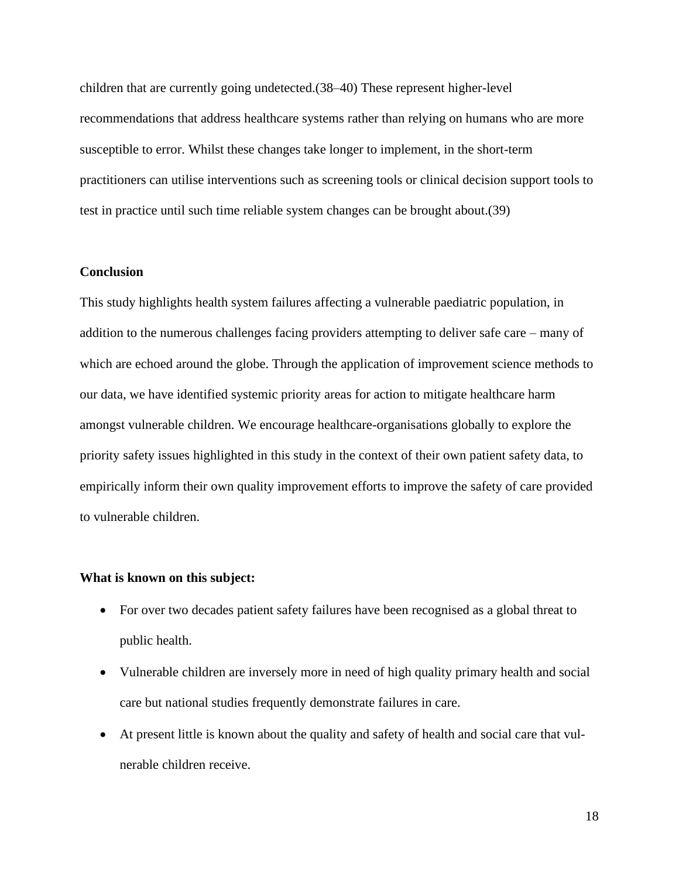children that are currently going undetected.(38–40) These represent higher-level recommendations that address healthcare systems rather than relying on humans who are more susceptible to error. Whilst these changes take longer to implement, in the short-term practitioners can utilise interventions such as screening tools or clinical decision support tools to test in practice until such time reliable system changes can be brought about.(39)

**Conclusion**

This study highlights health system failures affecting a vulnerable paediatric population, in addition to the numerous challenges facing providers attempting to deliver safe care – many of which are echoed around the globe. Through the application of improvement science methods to our data, we have identified systemic priority areas for action to mitigate healthcare harm amongst vulnerable children. We encourage healthcare-organisations globally to explore the priority safety issues highlighted in this study in the context of their own patient safety data, to empirically inform their own quality improvement efforts to improve the safety of care provided to vulnerable children.

**What is known on this subject:**

- For over two decades patient safety failures have been recognised as a global threat to public health.
- Vulnerable children are inversely more in need of high quality primary health and social care but national studies frequently demonstrate failures in care.
- At present little is known about the quality and safety of health and social care that vulnerable children receive.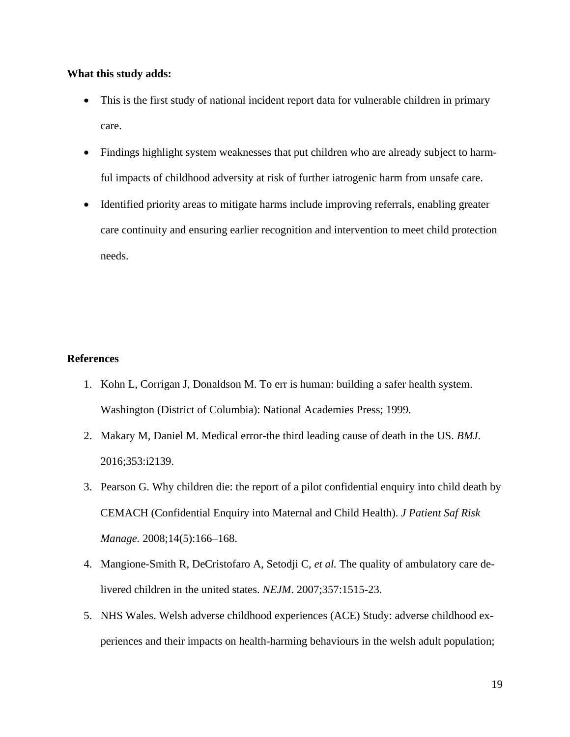**What this study adds:**

- This is the first study of national incident report data for vulnerable children in primary care.
- Findings highlight system weaknesses that put children who are already subject to harmful impacts of childhood adversity at risk of further iatrogenic harm from unsafe care.
- Identified priority areas to mitigate harms include improving referrals, enabling greater care continuity and ensuring earlier recognition and intervention to meet child protection needs.

**References**

1. Kohn L, Corrigan J, Donaldson M. To err is human: building a safer health system. Washington (District of Columbia): National Academies Press; 1999.
2. Makary M, Daniel M. Medical error-the third leading cause of death in the US. *BMJ*. 2016;353:i2139.
3. Pearson G. Why children die: the report of a pilot confidential enquiry into child death by CEMACH (Confidential Enquiry into Maternal and Child Health). *J Patient Saf Risk Manage.* 2008;14(5):166–168.
4. Mangione-Smith R, DeCristofaro A, Setodji C, *et al.* The quality of ambulatory care delivered children in the united states. *NEJM*. 2007;357:1515-23.
5. NHS Wales. Welsh adverse childhood experiences (ACE) Study: adverse childhood experiences and their impacts on health-harming behaviours in the welsh adult population;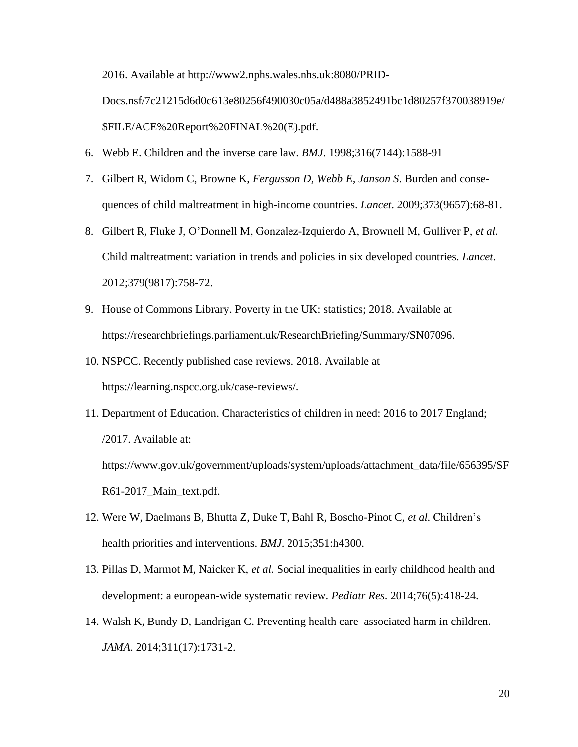2016. Available at http://www2.nphs.wales.nhs.uk:8080/PRID-Docs.nsf/7c21215d6d0c613e80256f490030c05a/d488a3852491bc1d80257f370038919e/$FILE/ACE%20Report%20FINAL%20(E).pdf.

6. Webb E. Children and the inverse care law. *BMJ*. 1998;316(7144):1588-91
7. Gilbert R, Widom C, Browne K, *Fergusson D, Webb E, Janson S*. Burden and consequences of child maltreatment in high-income countries. *Lancet*. 2009;373(9657):68-81.
8. Gilbert R, Fluke J, O'Donnell M, Gonzalez-Izquierdo A, Brownell M, Gulliver P, *et al.* Child maltreatment: variation in trends and policies in six developed countries. *Lancet*. 2012;379(9817):758-72.
9. House of Commons Library. Poverty in the UK: statistics; 2018. Available at https://researchbriefings.parliament.uk/ResearchBriefing/Summary/SN07096.
10. NSPCC. Recently published case reviews. 2018. Available at https://learning.nspcc.org.uk/case-reviews/.
11. Department of Education. Characteristics of children in need: 2016 to 2017 England; /2017. Available at: https://www.gov.uk/government/uploads/system/uploads/attachment_data/file/656395/SFR61-2017_Main_text.pdf.
12. Were W, Daelmans B, Bhutta Z, Duke T, Bahl R, Boscho-Pinot C, *et al.* Children's health priorities and interventions. *BMJ*. 2015;351:h4300.
13. Pillas D, Marmot M, Naicker K, *et al.* Social inequalities in early childhood health and development: a european-wide systematic review. *Pediatr Res*. 2014;76(5):418-24.
14. Walsh K, Bundy D, Landrigan C. Preventing health care–associated harm in children. *JAMA*. 2014;311(17):1731-2.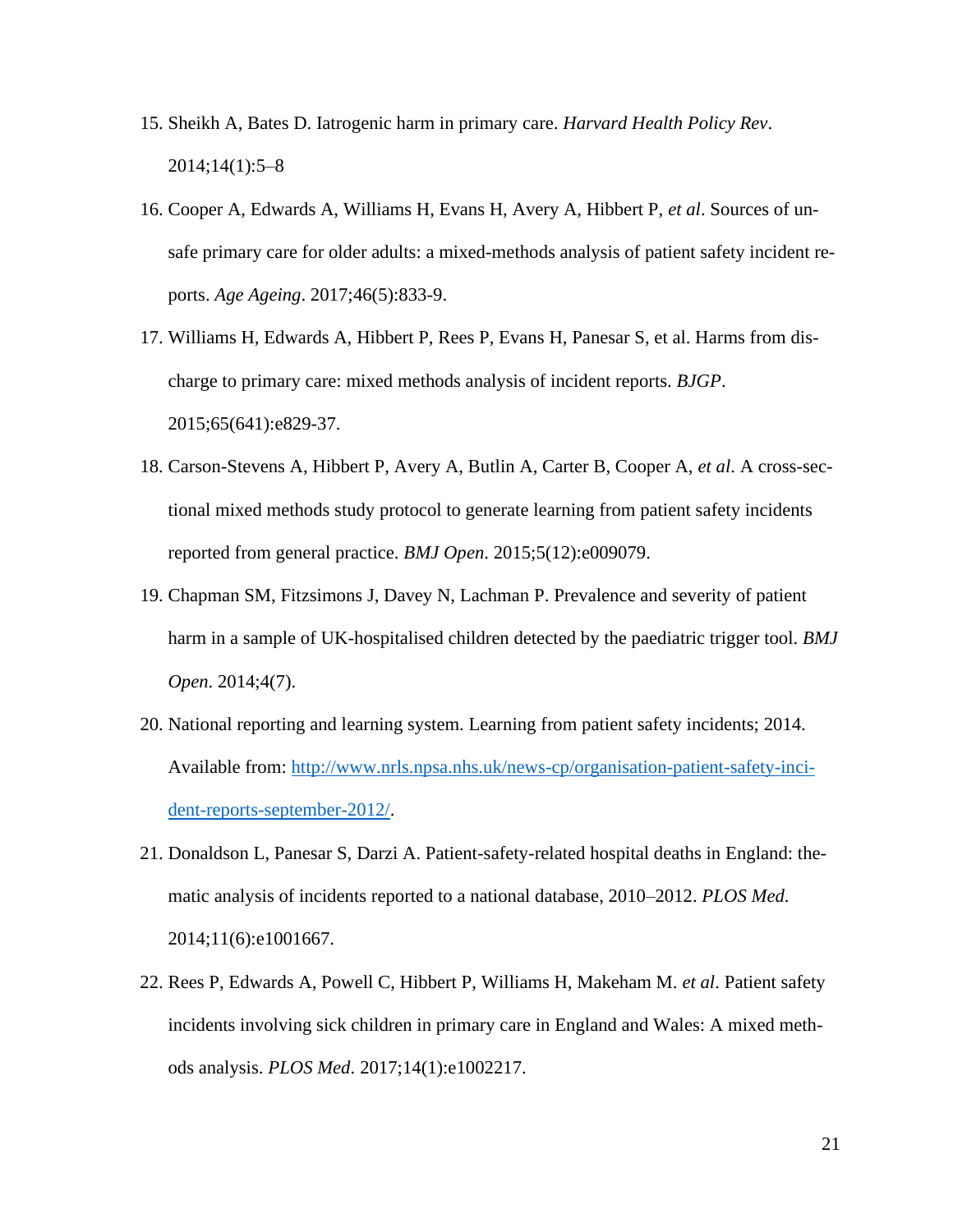15. Sheikh A, Bates D. Iatrogenic harm in primary care. *Harvard Health Policy Rev*. 2014;14(1):5–8
16. Cooper A, Edwards A, Williams H, Evans H, Avery A, Hibbert P, *et al*. Sources of unsafe primary care for older adults: a mixed-methods analysis of patient safety incident reports. *Age Ageing*. 2017;46(5):833-9.
17. Williams H, Edwards A, Hibbert P, Rees P, Evans H, Panesar S, et al. Harms from discharge to primary care: mixed methods analysis of incident reports. *BJGP*. 2015;65(641):e829-37.
18. Carson-Stevens A, Hibbert P, Avery A, Butlin A, Carter B, Cooper A, *et al*. A cross-sectional mixed methods study protocol to generate learning from patient safety incidents reported from general practice. *BMJ Open*. 2015;5(12):e009079.
19. Chapman SM, Fitzsimons J, Davey N, Lachman P. Prevalence and severity of patient harm in a sample of UK-hospitalised children detected by the paediatric trigger tool. *BMJ Open*. 2014;4(7).
20. National reporting and learning system. Learning from patient safety incidents; 2014. Available from: [http://www.nrls.npsa.nhs.uk/news-cp/organisation-patient-safety-incident-reports-september-2012/](http://www.nrls.npsa.nhs.uk/news-cp/organisation-patient-safety-incident-reports-september-2012/).
21. Donaldson L, Panesar S, Darzi A. Patient-safety-related hospital deaths in England: thematic analysis of incidents reported to a national database, 2010–2012. *PLOS Med*. 2014;11(6):e1001667.
22. Rees P, Edwards A, Powell C, Hibbert P, Williams H, Makeham M. *et al*. Patient safety incidents involving sick children in primary care in England and Wales: A mixed methods analysis. *PLOS Med*. 2017;14(1):e1002217.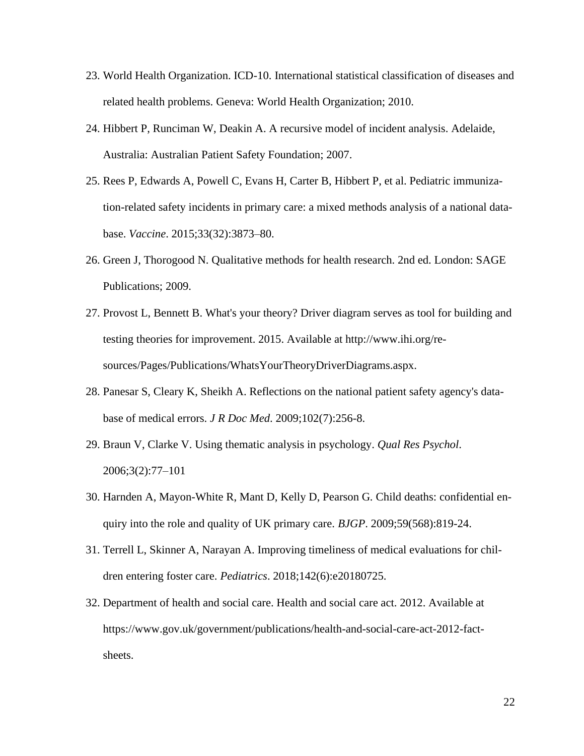23. World Health Organization. ICD-10. International statistical classification of diseases and related health problems. Geneva: World Health Organization; 2010.
24. Hibbert P, Runciman W, Deakin A. A recursive model of incident analysis. Adelaide, Australia: Australian Patient Safety Foundation; 2007.
25. Rees P, Edwards A, Powell C, Evans H, Carter B, Hibbert P, et al. Pediatric immunization-related safety incidents in primary care: a mixed methods analysis of a national database. *Vaccine*. 2015;33(32):3873–80.
26. Green J, Thorogood N. Qualitative methods for health research. 2nd ed. London: SAGE Publications; 2009.
27. Provost L, Bennett B. What's your theory? Driver diagram serves as tool for building and testing theories for improvement. 2015. Available at http://www.ihi.org/resources/Pages/Publications/WhatsYourTheoryDriverDiagrams.aspx.
28. Panesar S, Cleary K, Sheikh A. Reflections on the national patient safety agency's database of medical errors. *J R Doc Med*. 2009;102(7):256-8.
29. Braun V, Clarke V. Using thematic analysis in psychology. *Qual Res Psychol*. 2006;3(2):77–101
30. Harnden A, Mayon-White R, Mant D, Kelly D, Pearson G. Child deaths: confidential enquiry into the role and quality of UK primary care. *BJGP*. 2009;59(568):819-24.
31. Terrell L, Skinner A, Narayan A. Improving timeliness of medical evaluations for children entering foster care. *Pediatrics*. 2018;142(6):e20180725.
32. Department of health and social care. Health and social care act. 2012. Available at https://www.gov.uk/government/publications/health-and-social-care-act-2012-fact-sheets.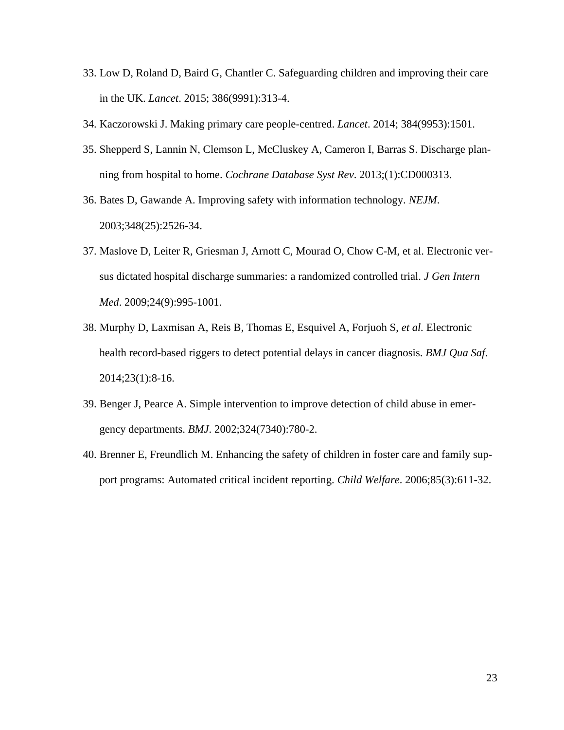33. Low D, Roland D, Baird G, Chantler C. Safeguarding children and improving their care in the UK. *Lancet*. 2015; 386(9991):313-4.
34. Kaczorowski J. Making primary care people-centred. *Lancet*. 2014; 384(9953):1501.
35. Shepperd S, Lannin N, Clemson L, McCluskey A, Cameron I, Barras S. Discharge planning from hospital to home. *Cochrane Database Syst Rev*. 2013;(1):CD000313.
36. Bates D, Gawande A. Improving safety with information technology. *NEJM*. 2003;348(25):2526-34.
37. Maslove D, Leiter R, Griesman J, Arnott C, Mourad O, Chow C-M, et al. Electronic versus dictated hospital discharge summaries: a randomized controlled trial. *J Gen Intern Med*. 2009;24(9):995-1001.
38. Murphy D, Laxmisan A, Reis B, Thomas E, Esquivel A, Forjuoh S, *et al.* Electronic health record-based riggers to detect potential delays in cancer diagnosis. *BMJ Qua Saf.* 2014;23(1):8-16.
39. Benger J, Pearce A. Simple intervention to improve detection of child abuse in emergency departments. *BMJ*. 2002;324(7340):780-2.
40. Brenner E, Freundlich M. Enhancing the safety of children in foster care and family support programs: Automated critical incident reporting. *Child Welfare*. 2006;85(3):611-32.